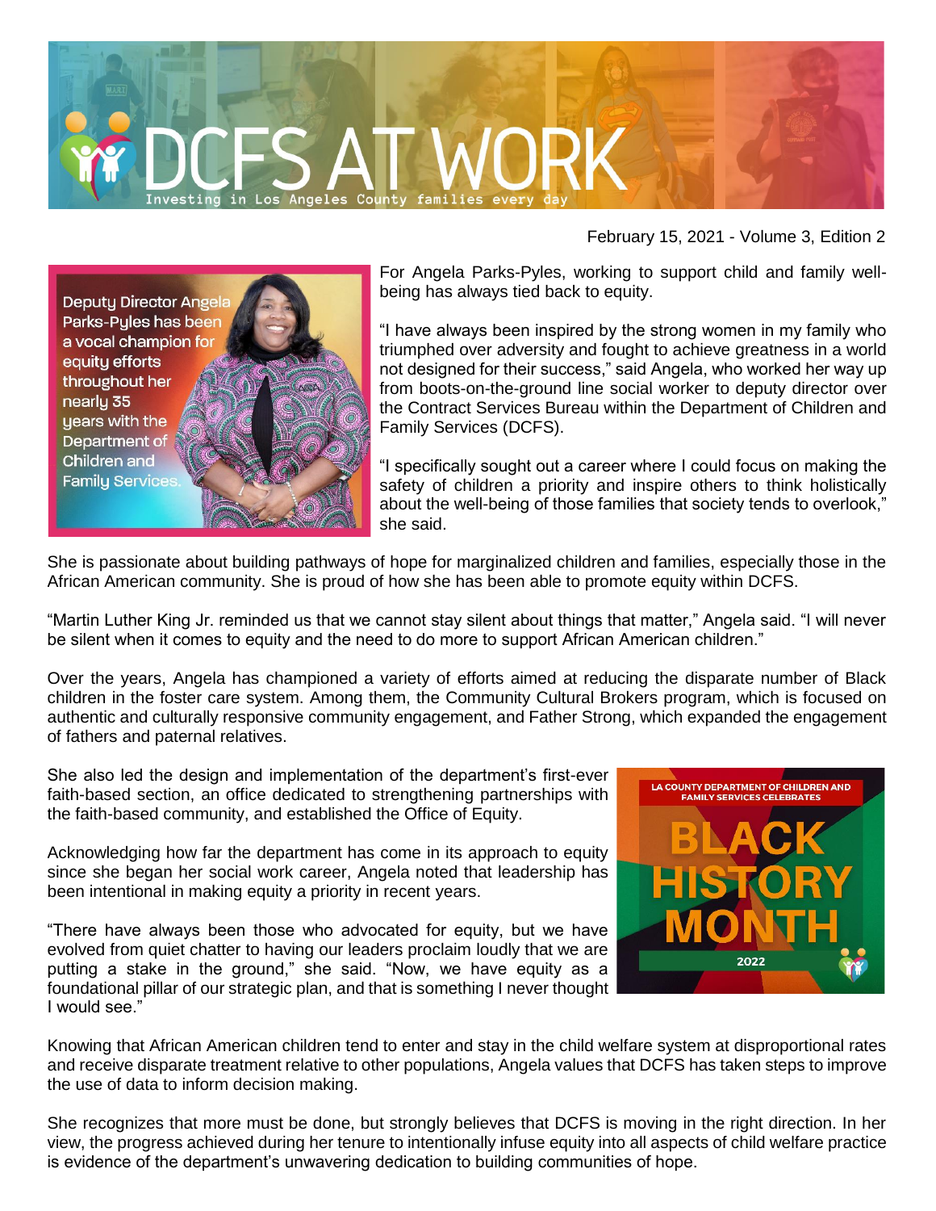# DCFS AT WORK

Investing in Los Angeles County families every day

February 15, 2021 - Volume 3, Edition 2

Deputy Director Angela Parks-Pyles has been a vocal champion for equity efforts throughout her nearly 35 years with the Department of Children and Family Services.

For Angela Parks-Pyles, working to support child and family well-being has always tied back to equity.

"I have always been inspired by the strong women in my family who triumphed over adversity and fought to achieve greatness in a world not designed for their success," said Angela, who worked her way up from boots-on-the-ground line social worker to deputy director over the Contract Services Bureau within the Department of Children and Family Services (DCFS).

"I specifically sought out a career where I could focus on making the safety of children a priority and inspire others to think holistically about the well-being of those families that society tends to overlook," she said.

She is passionate about building pathways of hope for marginalized children and families, especially those in the African American community. She is proud of how she has been able to promote equity within DCFS.

"Martin Luther King Jr. reminded us that we cannot stay silent about things that matter," Angela said. "I will never be silent when it comes to equity and the need to do more to support African American children."

Over the years, Angela has championed a variety of efforts aimed at reducing the disparate number of Black children in the foster care system. Among them, the Community Cultural Brokers program, which is focused on authentic and culturally responsive community engagement, and Father Strong, which expanded the engagement of fathers and paternal relatives.

She also led the design and implementation of the department's first-ever faith-based section, an office dedicated to strengthening partnerships with the faith-based community, and established the Office of Equity.

LA COUNTY DEPARTMENT OF CHILDREN AND FAMILY SERVICES CELEBRATES BLACK HISTORY MONTH 2022

Acknowledging how far the department has come in its approach to equity since she began her social work career, Angela noted that leadership has been intentional in making equity a priority in recent years.

"There have always been those who advocated for equity, but we have evolved from quiet chatter to having our leaders proclaim loudly that we are putting a stake in the ground," she said. "Now, we have equity as a foundational pillar of our strategic plan, and that is something I never thought I would see."

Knowing that African American children tend to enter and stay in the child welfare system at disproportional rates and receive disparate treatment relative to other populations, Angela values that DCFS has taken steps to improve the use of data to inform decision making.

She recognizes that more must be done, but strongly believes that DCFS is moving in the right direction. In her view, the progress achieved during her tenure to intentionally infuse equity into all aspects of child welfare practice is evidence of the department's unwavering dedication to building communities of hope.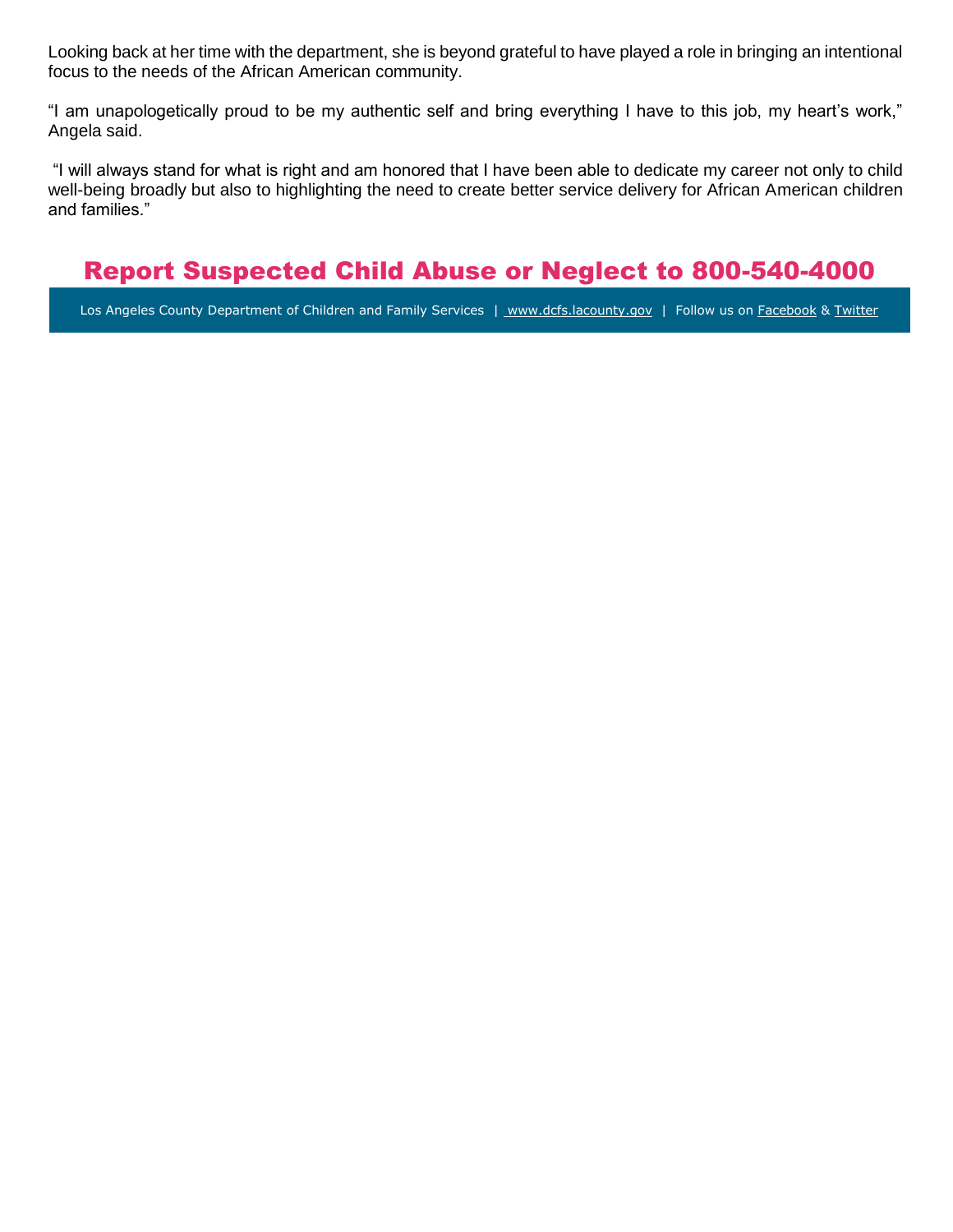Looking back at her time with the department, she is beyond grateful to have played a role in bringing an intentional focus to the needs of the African American community.

“I am unapologetically proud to be my authentic self and bring everything I have to this job, my heart’s work,” Angela said.

“I will always stand for what is right and am honored that I have been able to dedicate my career not only to child well-being broadly but also to highlighting the need to create better service delivery for African American children and families.”

## Report Suspected Child Abuse or Neglect to 800-540-4000

Los Angeles County Department of Children and Family Services | www.dcfs.lacounty.gov | Follow us on Facebook & Twitter